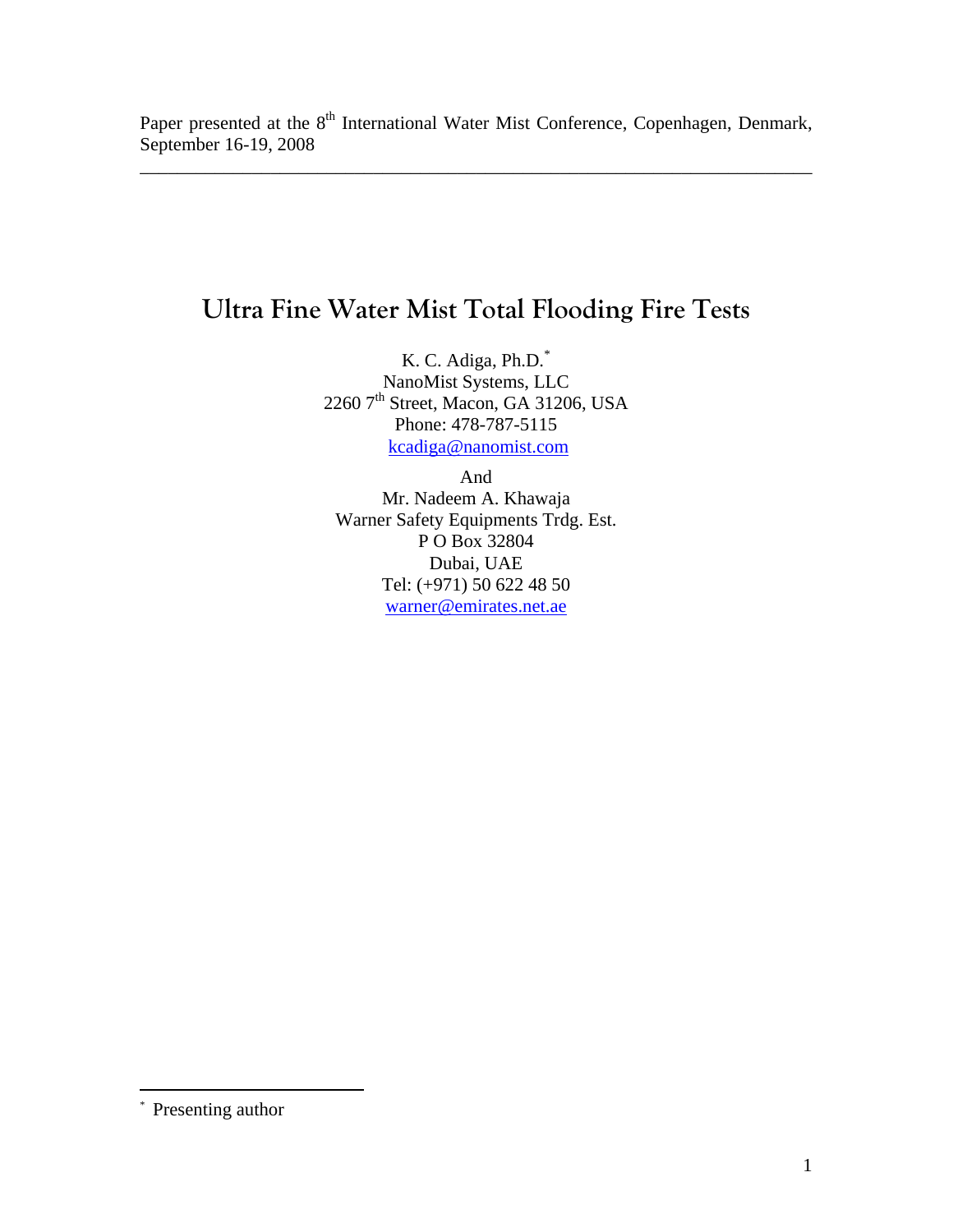Paper presented at the 8th International Water Mist Conference, Copenhagen, Denmark, September 16-19, 2008

---

# Ultra Fine Water Mist Total Flooding Fire Tests

K. C. Adiga, Ph.D.*
NanoMist Systems, LLC
2260 7th Street, Macon, GA 31206, USA
Phone: 478-787-5115
kcadiga@nanomist.com

And

Mr. Nadeem A. Khawaja
Warner Safety Equipments Trdg. Est.
P O Box 32804
Dubai, UAE
Tel: (+971) 50 622 48 50
warner@emirates.net.ae

---

* Presenting author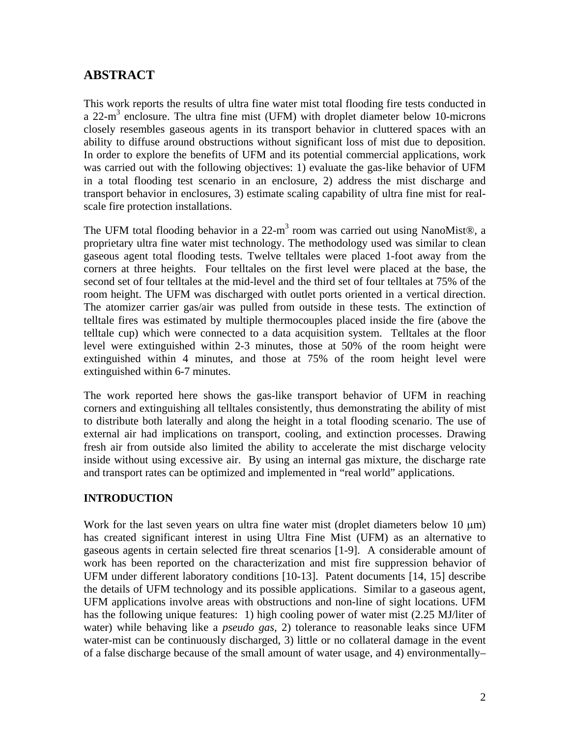## ABSTRACT

This work reports the results of ultra fine water mist total flooding fire tests conducted in a 22-m$^3$ enclosure. The ultra fine mist (UFM) with droplet diameter below 10-microns closely resembles gaseous agents in its transport behavior in cluttered spaces with an ability to diffuse around obstructions without significant loss of mist due to deposition. In order to explore the benefits of UFM and its potential commercial applications, work was carried out with the following objectives: 1) evaluate the gas-like behavior of UFM in a total flooding test scenario in an enclosure, 2) address the mist discharge and transport behavior in enclosures, 3) estimate scaling capability of ultra fine mist for real-scale fire protection installations.

The UFM total flooding behavior in a 22-m$^3$ room was carried out using NanoMist®, a proprietary ultra fine water mist technology. The methodology used was similar to clean gaseous agent total flooding tests. Twelve telltales were placed 1-foot away from the corners at three heights. Four telltales on the first level were placed at the base, the second set of four telltales at the mid-level and the third set of four telltales at 75% of the room height. The UFM was discharged with outlet ports oriented in a vertical direction. The atomizer carrier gas/air was pulled from outside in these tests. The extinction of telltale fires was estimated by multiple thermocouples placed inside the fire (above the telltale cup) which were connected to a data acquisition system. Telltales at the floor level were extinguished within 2-3 minutes, those at 50% of the room height were extinguished within 4 minutes, and those at 75% of the room height level were extinguished within 6-7 minutes.

The work reported here shows the gas-like transport behavior of UFM in reaching corners and extinguishing all telltales consistently, thus demonstrating the ability of mist to distribute both laterally and along the height in a total flooding scenario. The use of external air had implications on transport, cooling, and extinction processes. Drawing fresh air from outside also limited the ability to accelerate the mist discharge velocity inside without using excessive air. By using an internal gas mixture, the discharge rate and transport rates can be optimized and implemented in "real world" applications.

## INTRODUCTION

Work for the last seven years on ultra fine water mist (droplet diameters below 10 $\mu$m) has created significant interest in using Ultra Fine Mist (UFM) as an alternative to gaseous agents in certain selected fire threat scenarios [1-9]. A considerable amount of work has been reported on the characterization and mist fire suppression behavior of UFM under different laboratory conditions [10-13]. Patent documents [14, 15] describe the details of UFM technology and its possible applications. Similar to a gaseous agent, UFM applications involve areas with obstructions and non-line of sight locations. UFM has the following unique features: 1) high cooling power of water mist (2.25 MJ/liter of water) while behaving like a *pseudo gas*, 2) tolerance to reasonable leaks since UFM water-mist can be continuously discharged, 3) little or no collateral damage in the event of a false discharge because of the small amount of water usage, and 4) environmentally–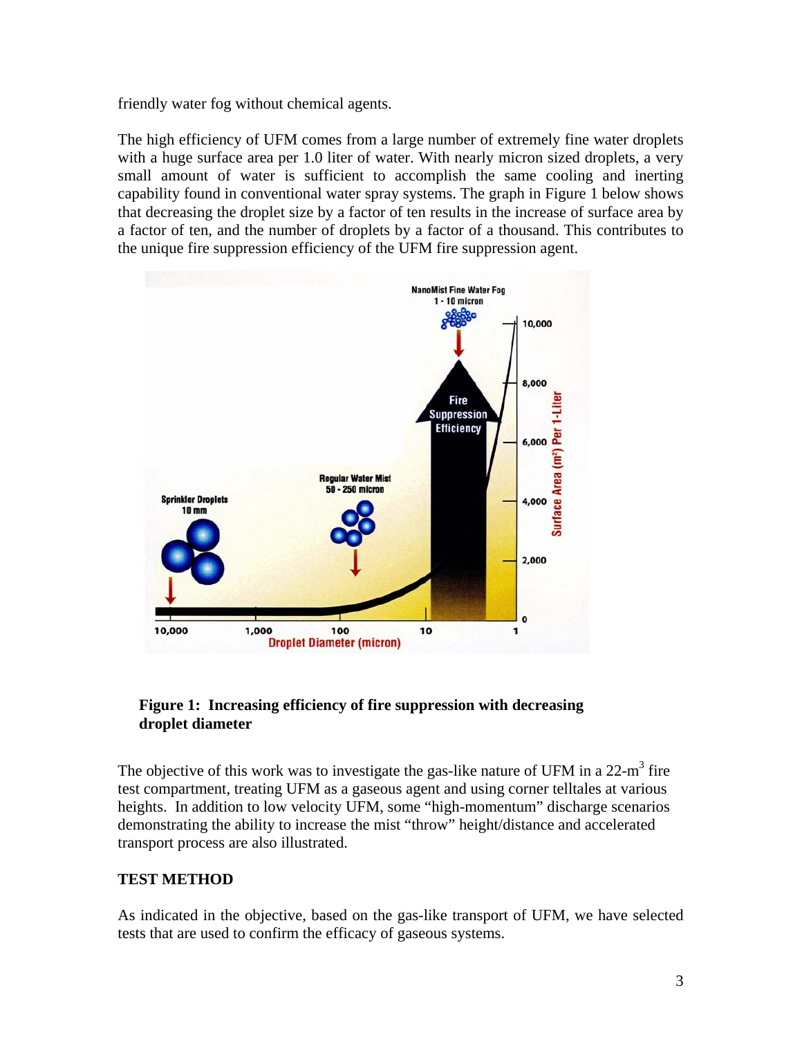friendly water fog without chemical agents.

The high efficiency of UFM comes from a large number of extremely fine water droplets with a huge surface area per 1.0 liter of water. With nearly micron sized droplets, a very small amount of water is sufficient to accomplish the same cooling and inerting capability found in conventional water spray systems. The graph in Figure 1 below shows that decreasing the droplet size by a factor of ten results in the increase of surface area by a factor of ten, and the number of droplets by a factor of a thousand. This contributes to the unique fire suppression efficiency of the UFM fire suppression agent.

**Figure 1: Increasing efficiency of fire suppression with decreasing droplet diameter**

The objective of this work was to investigate the gas-like nature of UFM in a 22-$m^3$ fire test compartment, treating UFM as a gaseous agent and using corner telltales at various heights. In addition to low velocity UFM, some "high-momentum" discharge scenarios demonstrating the ability to increase the mist "throw" height/distance and accelerated transport process are also illustrated.

## TEST METHOD

As indicated in the objective, based on the gas-like transport of UFM, we have selected tests that are used to confirm the efficacy of gaseous systems.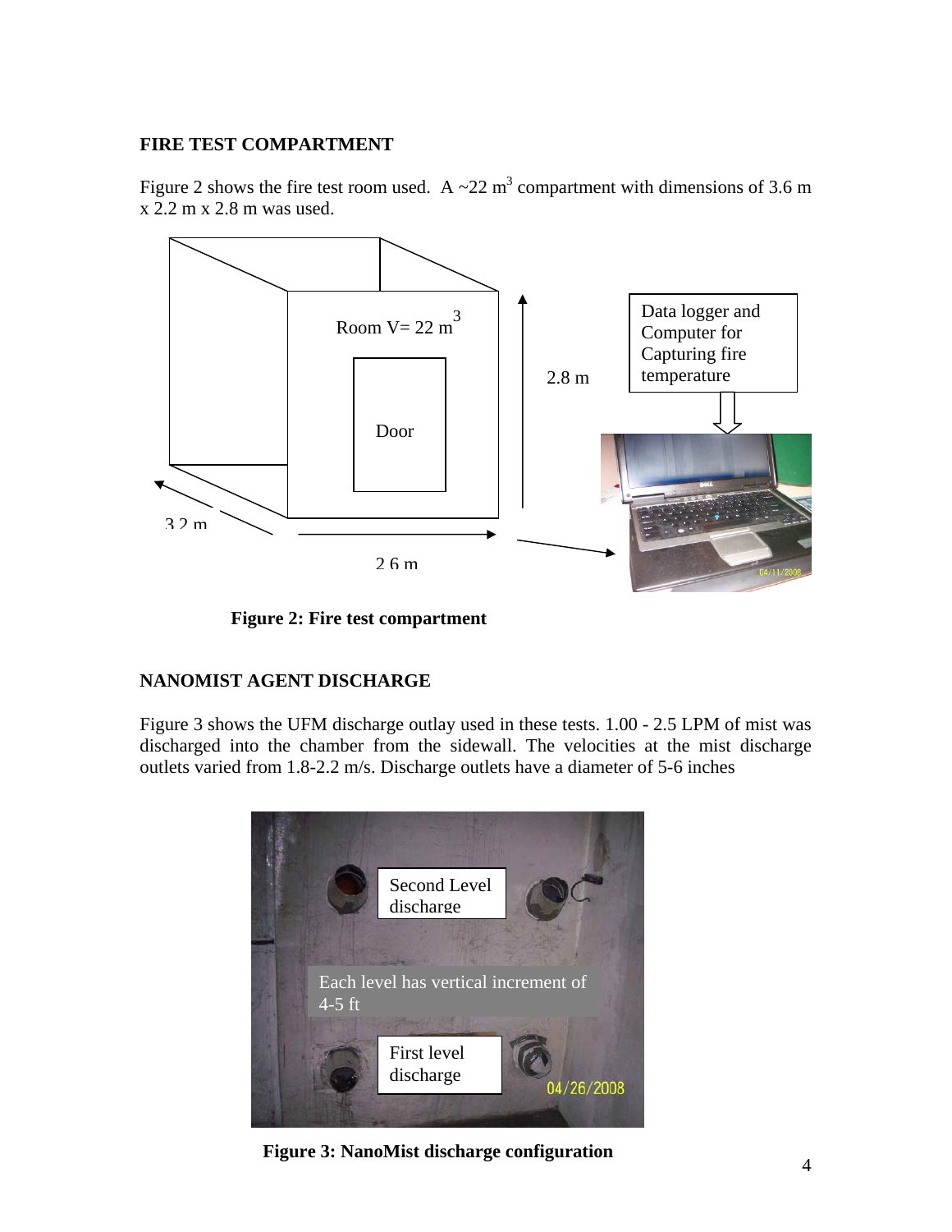## FIRE TEST COMPARTMENT

Figure 2 shows the fire test room used. A ~22 $m^3$ compartment with dimensions of 3.6 m x 2.2 m x 2.8 m was used.

**Figure 2: Fire test compartment**

## NANOMIST AGENT DISCHARGE

Figure 3 shows the UFM discharge outlay used in these tests. 1.00 - 2.5 LPM of mist was discharged into the chamber from the sidewall. The velocities at the mist discharge outlets varied from 1.8-2.2 m/s. Discharge outlets have a diameter of 5-6 inches

**Figure 3: NanoMist discharge configuration**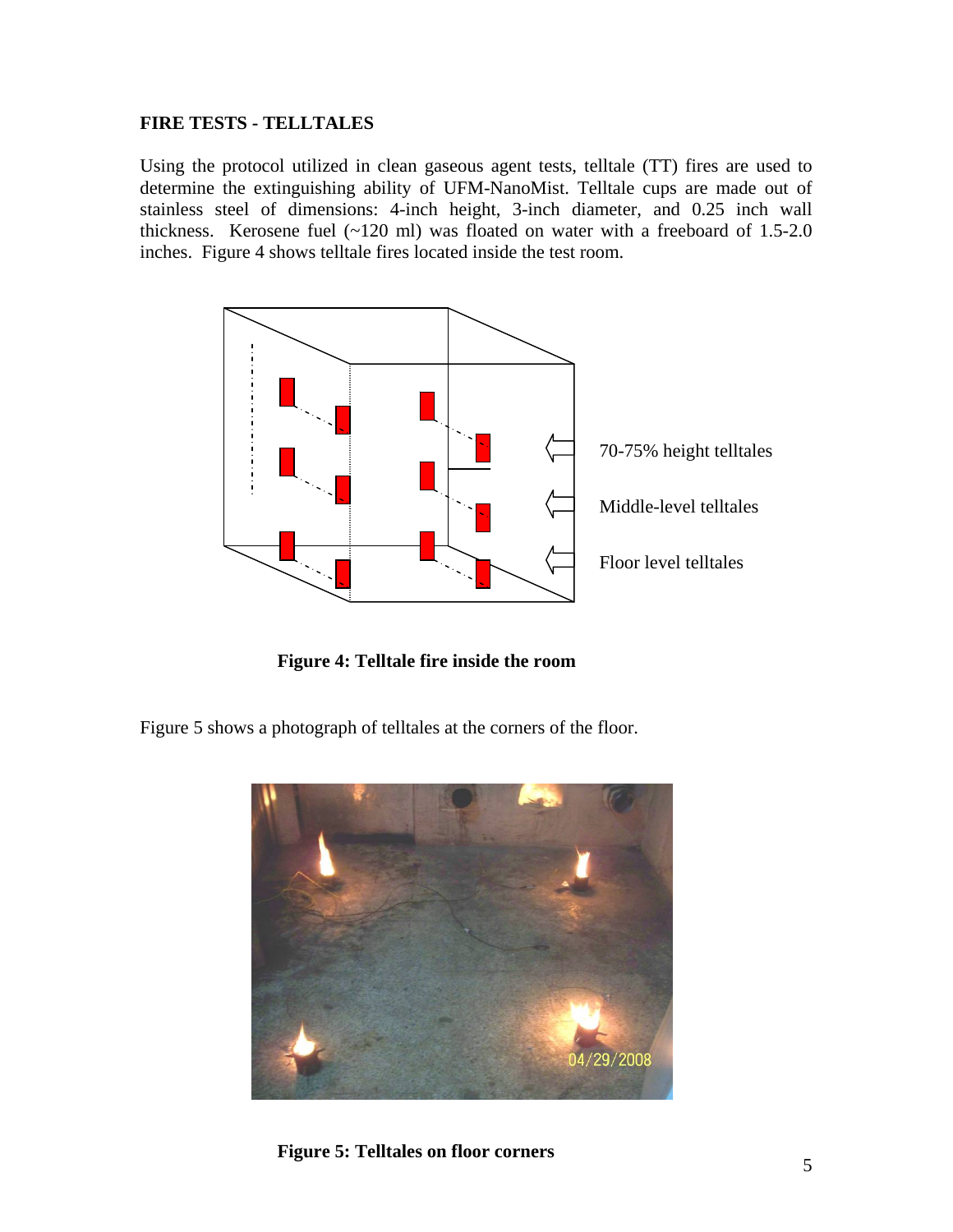**FIRE TESTS - TELLTALES**

Using the protocol utilized in clean gaseous agent tests, telltale (TT) fires are used to determine the extinguishing ability of UFM-NanoMist. Telltale cups are made out of stainless steel of dimensions: 4-inch height, 3-inch diameter, and 0.25 inch wall thickness. Kerosene fuel (~120 ml) was floated on water with a freeboard of 1.5-2.0 inches. Figure 4 shows telltale fires located inside the test room.

70-75% height telltales

Middle-level telltales

Floor level telltales

**Figure 4: Telltale fire inside the room**

Figure 5 shows a photograph of telltales at the corners of the floor.

04/29/2008

**Figure 5: Telltales on floor corners**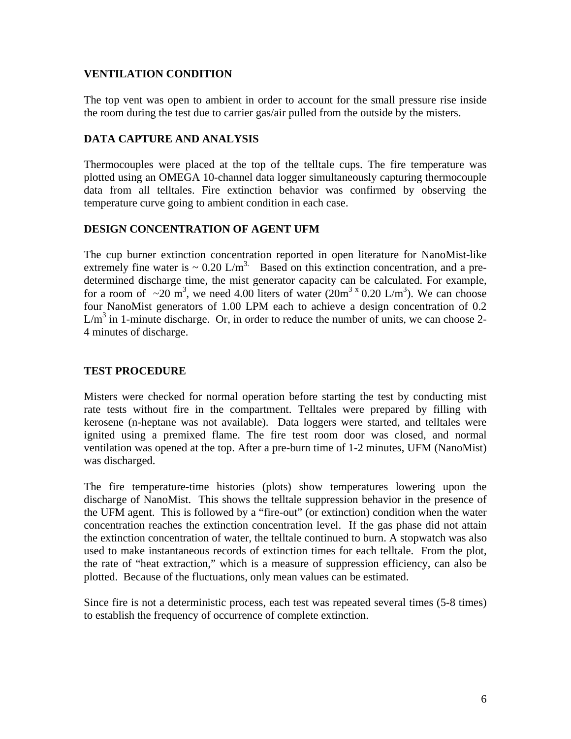## VENTILATION CONDITION

The top vent was open to ambient in order to account for the small pressure rise inside the room during the test due to carrier gas/air pulled from the outside by the misters.

## DATA CAPTURE AND ANALYSIS

Thermocouples were placed at the top of the telltale cups. The fire temperature was plotted using an OMEGA 10-channel data logger simultaneously capturing thermocouple data from all telltales. Fire extinction behavior was confirmed by observing the temperature curve going to ambient condition in each case.

## DESIGN CONCENTRATION OF AGENT UFM

The cup burner extinction concentration reported in open literature for NanoMist-like extremely fine water is ~ 0.20 $L/m^3$.[3] Based on this extinction concentration, and a pre-determined discharge time, the mist generator capacity can be calculated. For example, for a room of ~20 $m^3$, we need 4.00 liters of water ($20m^3 \times 0.20\ L/m^3$). We can choose four NanoMist generators of 1.00 LPM each to achieve a design concentration of 0.2 $L/m^3$ in 1-minute discharge. Or, in order to reduce the number of units, we can choose 2-4 minutes of discharge.

## TEST PROCEDURE

Misters were checked for normal operation before starting the test by conducting mist rate tests without fire in the compartment. Telltales were prepared by filling with kerosene (n-heptane was not available). Data loggers were started, and telltales were ignited using a premixed flame. The fire test room door was closed, and normal ventilation was opened at the top. After a pre-burn time of 1-2 minutes, UFM (NanoMist) was discharged.

The fire temperature-time histories (plots) show temperatures lowering upon the discharge of NanoMist. This shows the telltale suppression behavior in the presence of the UFM agent. This is followed by a "fire-out" (or extinction) condition when the water concentration reaches the extinction concentration level. If the gas phase did not attain the extinction concentration of water, the telltale continued to burn. A stopwatch was also used to make instantaneous records of extinction times for each telltale. From the plot, the rate of "heat extraction," which is a measure of suppression efficiency, can also be plotted. Because of the fluctuations, only mean values can be estimated.

Since fire is not a deterministic process, each test was repeated several times (5-8 times) to establish the frequency of occurrence of complete extinction.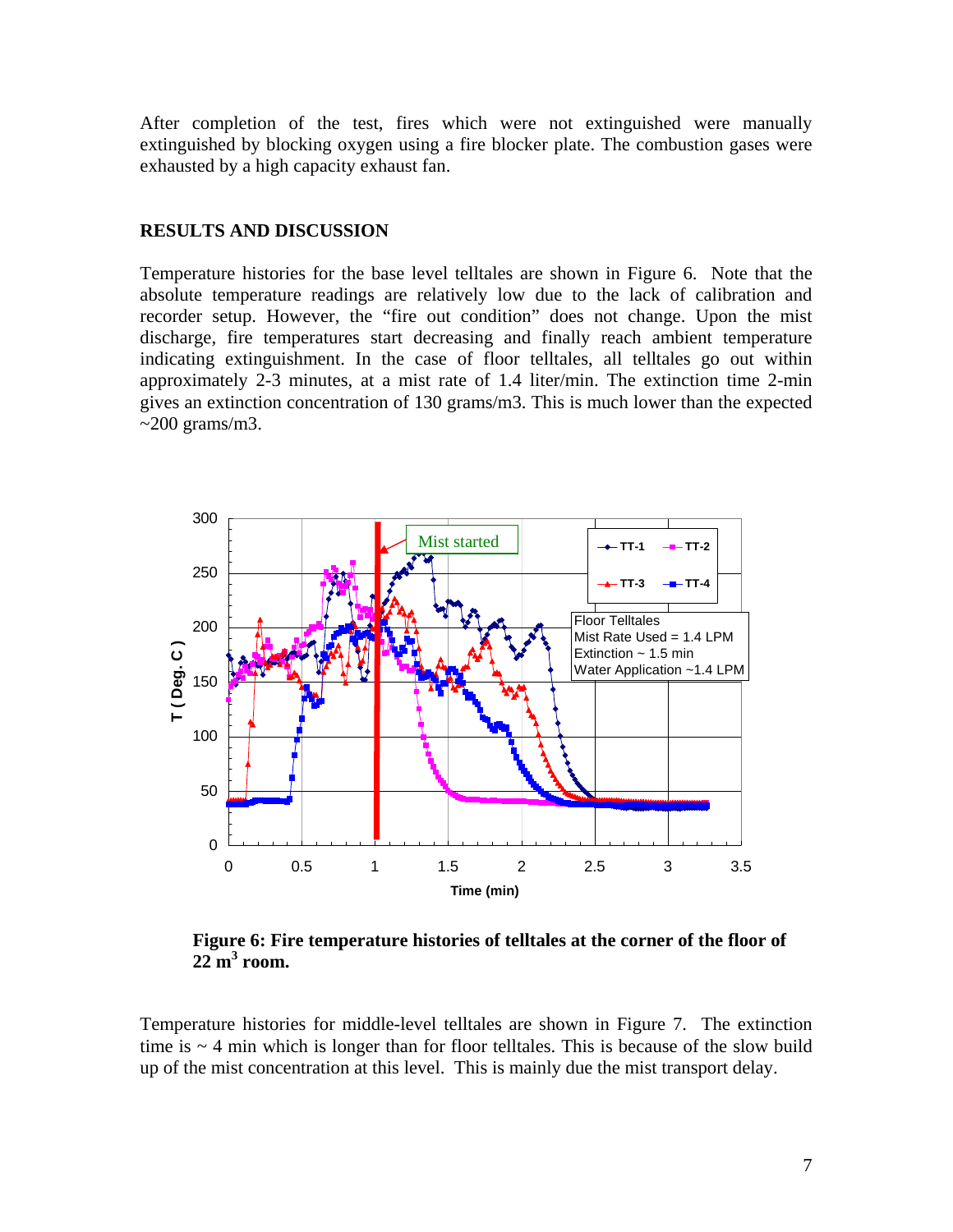After completion of the test, fires which were not extinguished were manually extinguished by blocking oxygen using a fire blocker plate. The combustion gases were exhausted by a high capacity exhaust fan.

## RESULTS AND DISCUSSION

Temperature histories for the base level telltales are shown in Figure 6. Note that the absolute temperature readings are relatively low due to the lack of calibration and recorder setup. However, the "fire out condition" does not change. Upon the mist discharge, fire temperatures start decreasing and finally reach ambient temperature indicating extinguishment. In the case of floor telltales, all telltales go out within approximately 2-3 minutes, at a mist rate of 1.4 liter/min. The extinction time 2-min gives an extinction concentration of 130 grams/m3. This is much lower than the expected ~200 grams/m3.

**Figure 6: Fire temperature histories of telltales at the corner of the floor of 22 m$^3$ room.**

Temperature histories for middle-level telltales are shown in Figure 7. The extinction time is ~ 4 min which is longer than for floor telltales. This is because of the slow build up of the mist concentration at this level. This is mainly due the mist transport delay.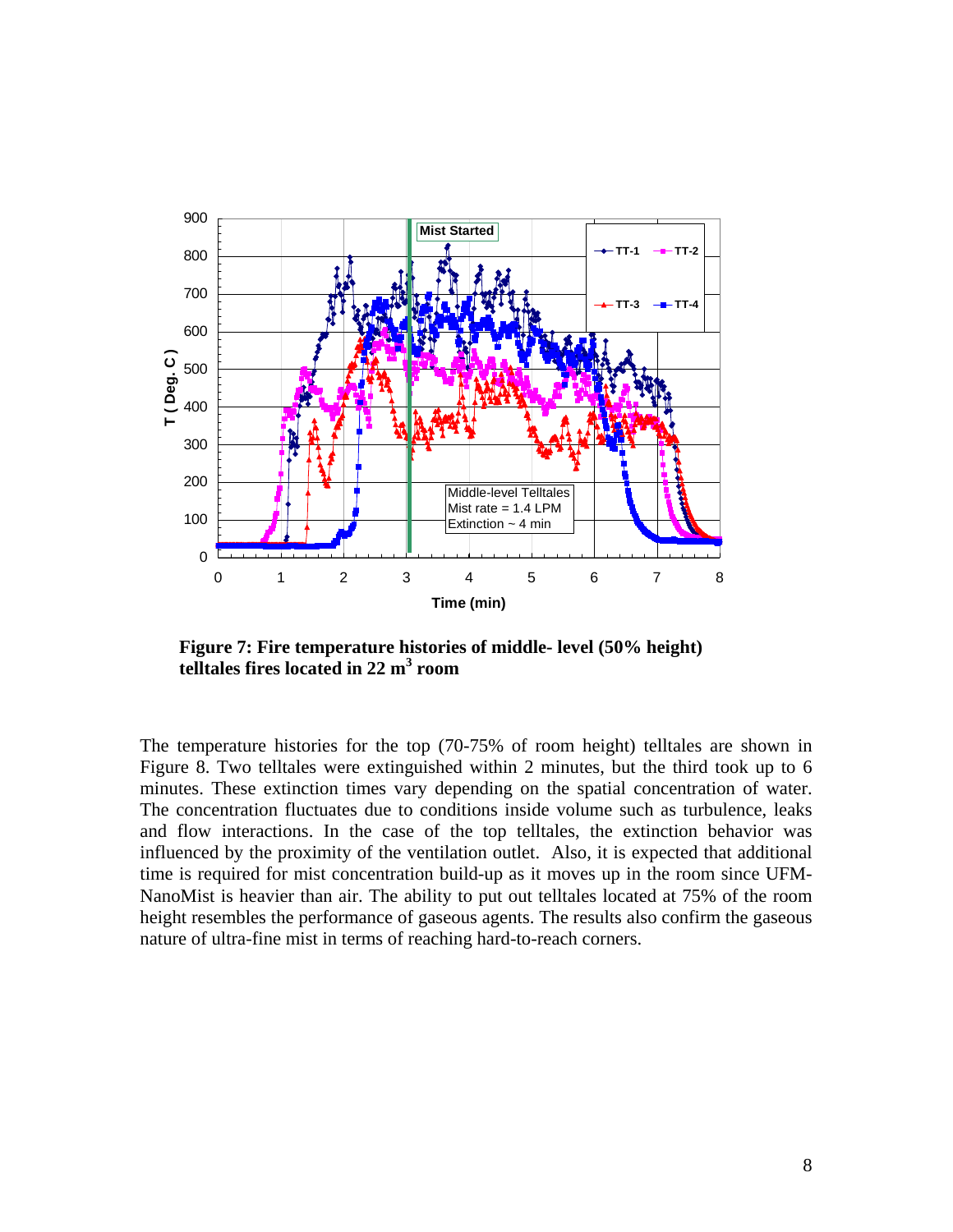**Figure 7: Fire temperature histories of middle- level (50% height) telltales fires located in 22 m$^3$ room**

The temperature histories for the top (70-75% of room height) telltales are shown in Figure 8. Two telltales were extinguished within 2 minutes, but the third took up to 6 minutes. These extinction times vary depending on the spatial concentration of water. The concentration fluctuates due to conditions inside volume such as turbulence, leaks and flow interactions. In the case of the top telltales, the extinction behavior was influenced by the proximity of the ventilation outlet. Also, it is expected that additional time is required for mist concentration build-up as it moves up in the room since UFM-NanoMist is heavier than air. The ability to put out telltales located at 75% of the room height resembles the performance of gaseous agents. The results also confirm the gaseous nature of ultra-fine mist in terms of reaching hard-to-reach corners.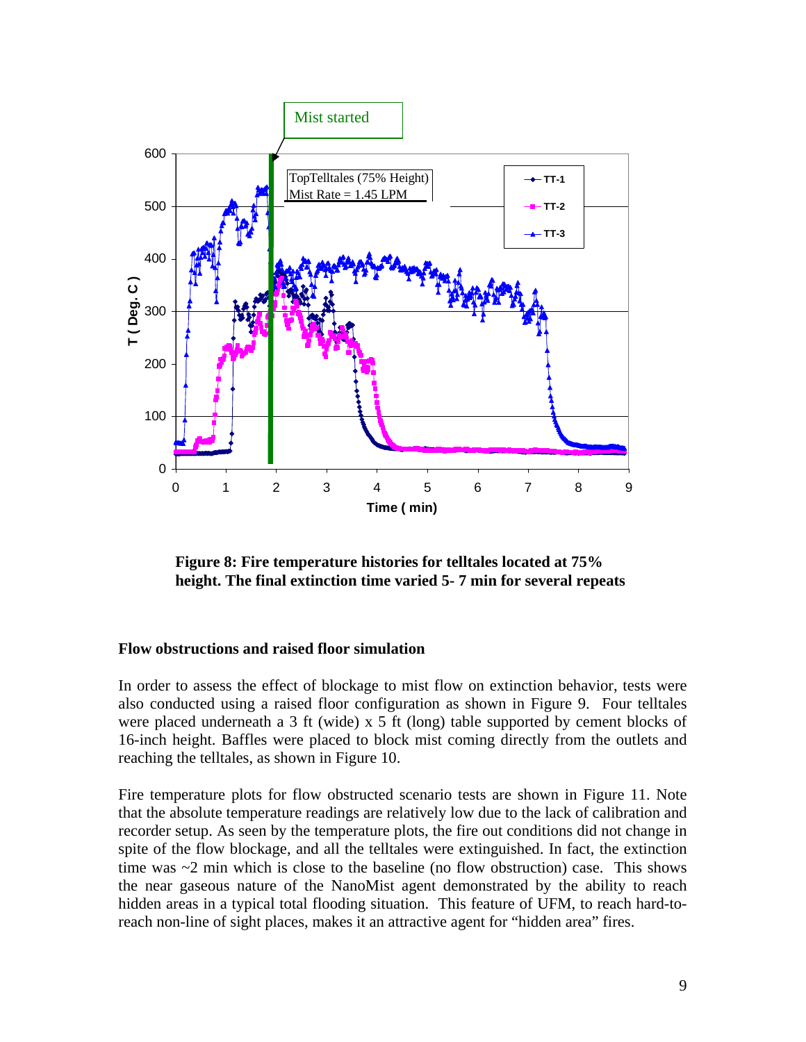**Figure 8: Fire temperature histories for telltales located at 75% height. The final extinction time varied 5- 7 min for several repeats**

## Flow obstructions and raised floor simulation

In order to assess the effect of blockage to mist flow on extinction behavior, tests were also conducted using a raised floor configuration as shown in Figure 9. Four telltales were placed underneath a 3 ft (wide) x 5 ft (long) table supported by cement blocks of 16-inch height. Baffles were placed to block mist coming directly from the outlets and reaching the telltales, as shown in Figure 10.

Fire temperature plots for flow obstructed scenario tests are shown in Figure 11. Note that the absolute temperature readings are relatively low due to the lack of calibration and recorder setup. As seen by the temperature plots, the fire out conditions did not change in spite of the flow blockage, and all the telltales were extinguished. In fact, the extinction time was ~2 min which is close to the baseline (no flow obstruction) case. This shows the near gaseous nature of the NanoMist agent demonstrated by the ability to reach hidden areas in a typical total flooding situation. This feature of UFM, to reach hard-to-reach non-line of sight places, makes it an attractive agent for "hidden area" fires.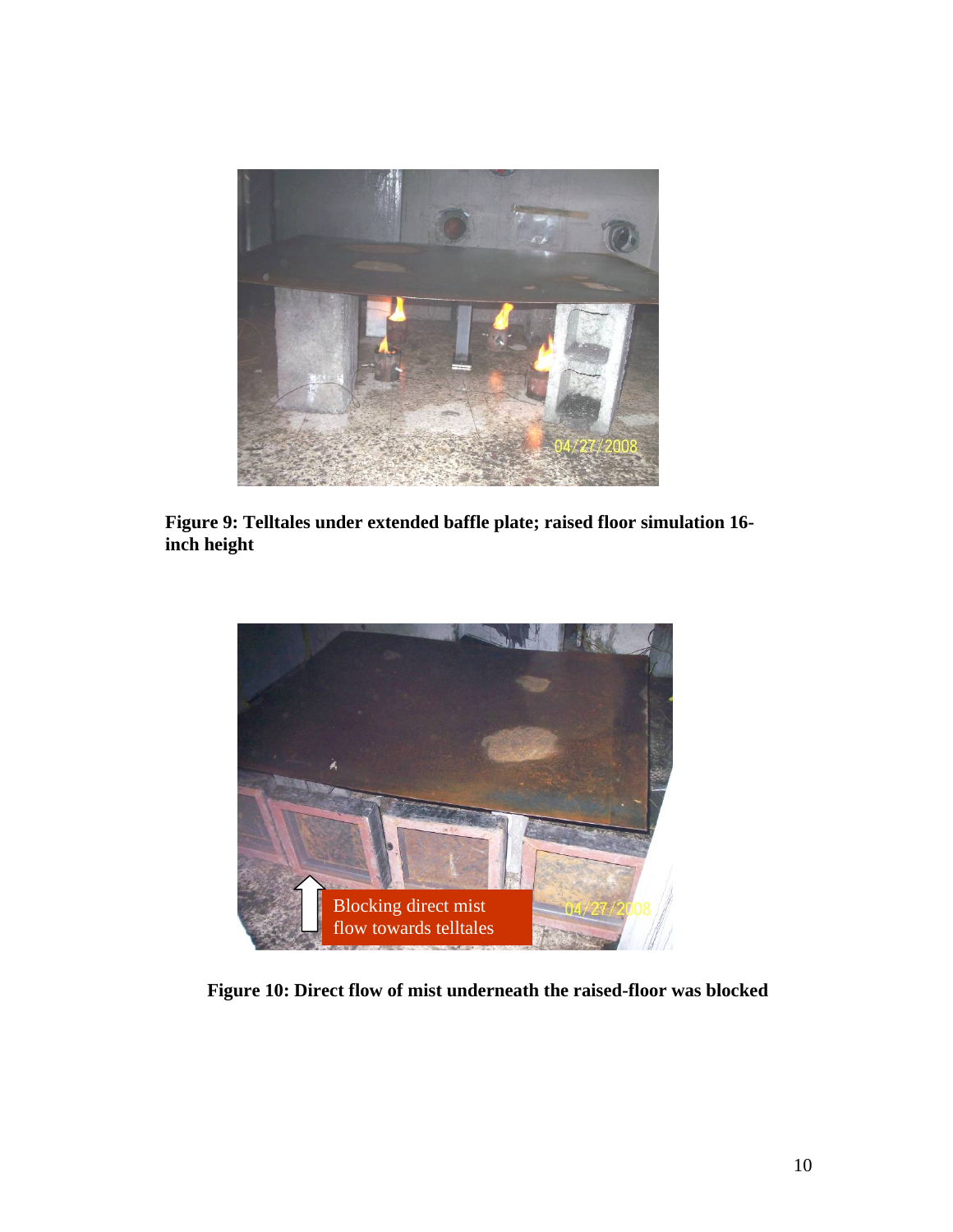**Figure 9: Telltales under extended baffle plate; raised floor simulation 16-inch height**

**Figure 10: Direct flow of mist underneath the raised-floor was blocked**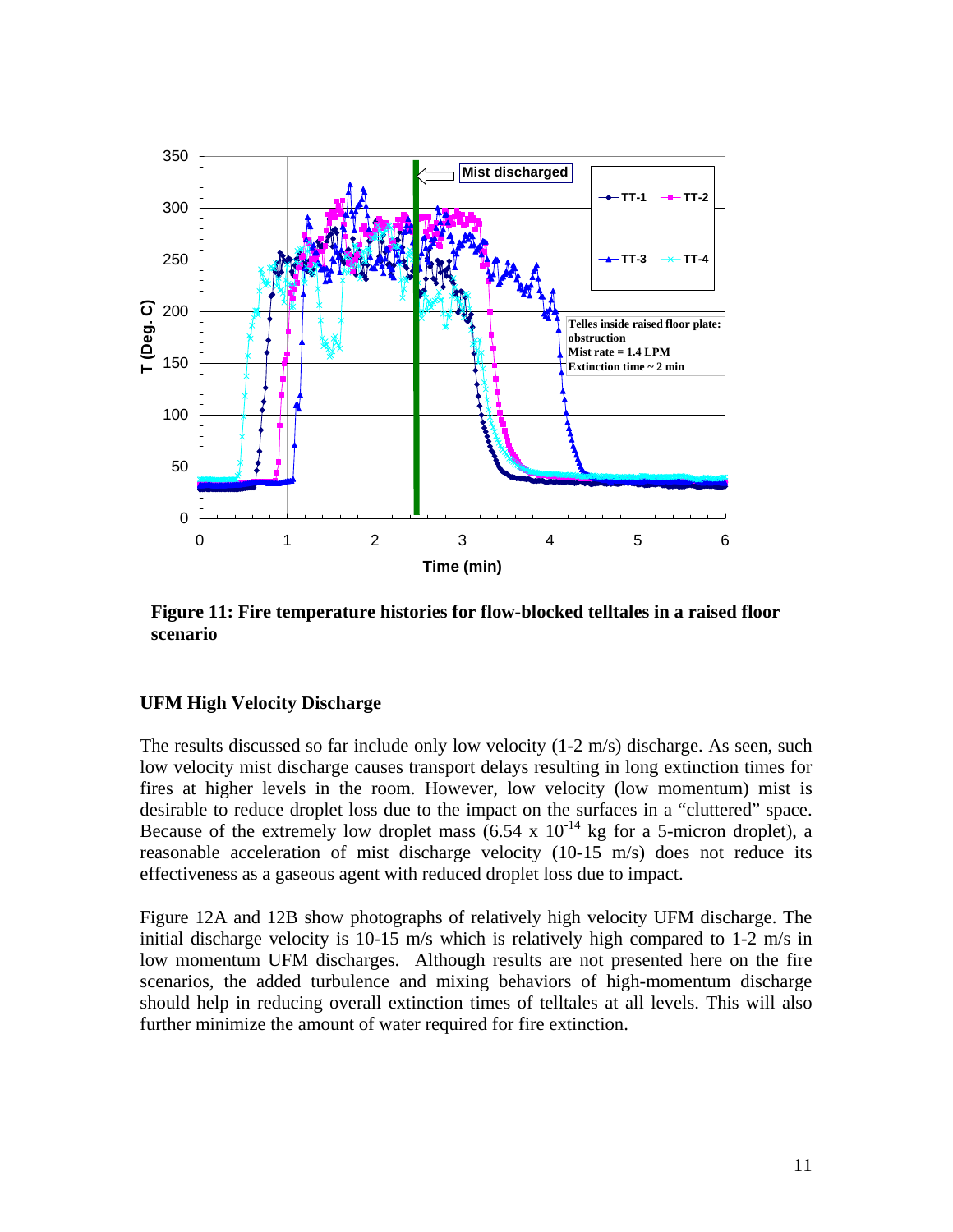**Figure 11: Fire temperature histories for flow-blocked telltales in a raised floor scenario**

### UFM High Velocity Discharge

The results discussed so far include only low velocity (1-2 m/s) discharge. As seen, such low velocity mist discharge causes transport delays resulting in long extinction times for fires at higher levels in the room. However, low velocity (low momentum) mist is desirable to reduce droplet loss due to the impact on the surfaces in a "cluttered" space. Because of the extremely low droplet mass ($6.54 \times 10^{-14}$ kg for a 5-micron droplet), a reasonable acceleration of mist discharge velocity (10-15 m/s) does not reduce its effectiveness as a gaseous agent with reduced droplet loss due to impact.

Figure 12A and 12B show photographs of relatively high velocity UFM discharge. The initial discharge velocity is 10-15 m/s which is relatively high compared to 1-2 m/s in low momentum UFM discharges. Although results are not presented here on the fire scenarios, the added turbulence and mixing behaviors of high-momentum discharge should help in reducing overall extinction times of telltales at all levels. This will also further minimize the amount of water required for fire extinction.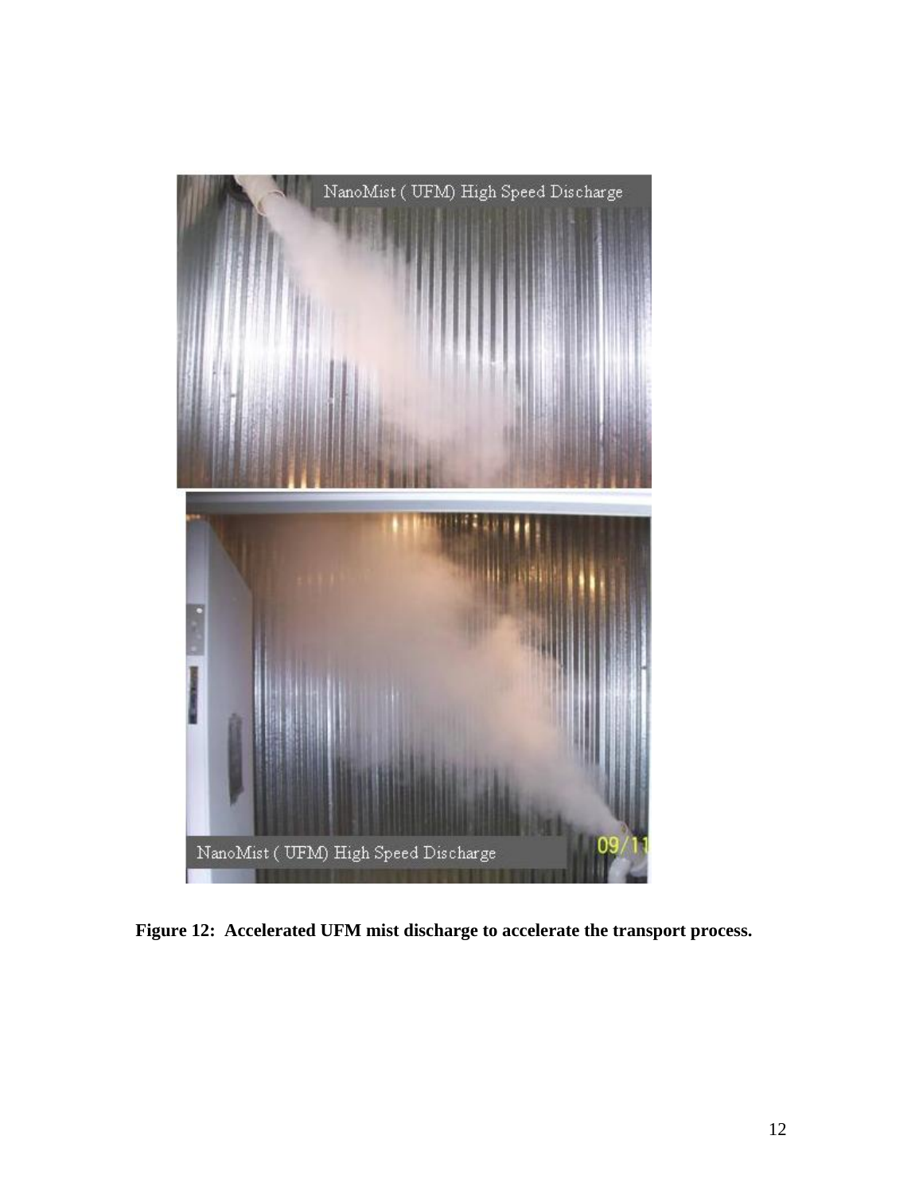**Figure 12: Accelerated UFM mist discharge to accelerate the transport process.**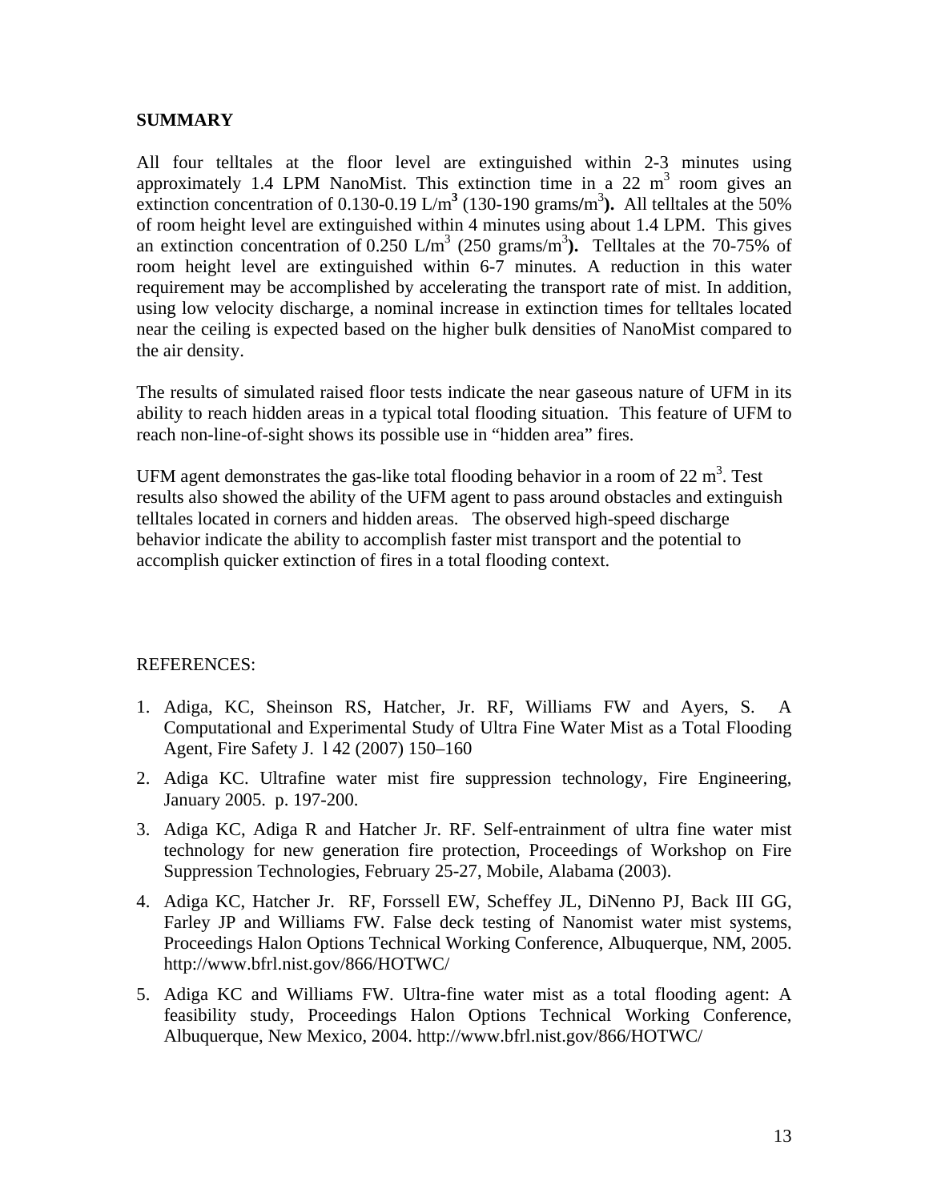## SUMMARY

All four telltales at the floor level are extinguished within 2-3 minutes using approximately 1.4 LPM NanoMist. This extinction time in a 22 $m^3$ room gives an extinction concentration of 0.130-0.19 L/$m^3$ (130-190 grams/$m^3$**).** All telltales at the 50% of room height level are extinguished within 4 minutes using about 1.4 LPM. This gives an extinction concentration of 0.250 L/$m^3$ (250 grams/$m^3$**).** Telltales at the 70-75% of room height level are extinguished within 6-7 minutes. A reduction in this water requirement may be accomplished by accelerating the transport rate of mist. In addition, using low velocity discharge, a nominal increase in extinction times for telltales located near the ceiling is expected based on the higher bulk densities of NanoMist compared to the air density.

The results of simulated raised floor tests indicate the near gaseous nature of UFM in its ability to reach hidden areas in a typical total flooding situation. This feature of UFM to reach non-line-of-sight shows its possible use in "hidden area" fires.

UFM agent demonstrates the gas-like total flooding behavior in a room of 22 $m^3$. Test results also showed the ability of the UFM agent to pass around obstacles and extinguish telltales located in corners and hidden areas. The observed high-speed discharge behavior indicate the ability to accomplish faster mist transport and the potential to accomplish quicker extinction of fires in a total flooding context.

REFERENCES:

1. Adiga, KC, Sheinson RS, Hatcher, Jr. RF, Williams FW and Ayers, S. A Computational and Experimental Study of Ultra Fine Water Mist as a Total Flooding Agent, Fire Safety J. l 42 (2007) 150–160
2. Adiga KC. Ultrafine water mist fire suppression technology, Fire Engineering, January 2005. p. 197-200.
3. Adiga KC, Adiga R and Hatcher Jr. RF. Self-entrainment of ultra fine water mist technology for new generation fire protection, Proceedings of Workshop on Fire Suppression Technologies, February 25-27, Mobile, Alabama (2003).
4. Adiga KC, Hatcher Jr. RF, Forssell EW, Scheffey JL, DiNenno PJ, Back III GG, Farley JP and Williams FW. False deck testing of Nanomist water mist systems, Proceedings Halon Options Technical Working Conference, Albuquerque, NM, 2005. http://www.bfrl.nist.gov/866/HOTWC/
5. Adiga KC and Williams FW. Ultra-fine water mist as a total flooding agent: A feasibility study, Proceedings Halon Options Technical Working Conference, Albuquerque, New Mexico, 2004. http://www.bfrl.nist.gov/866/HOTWC/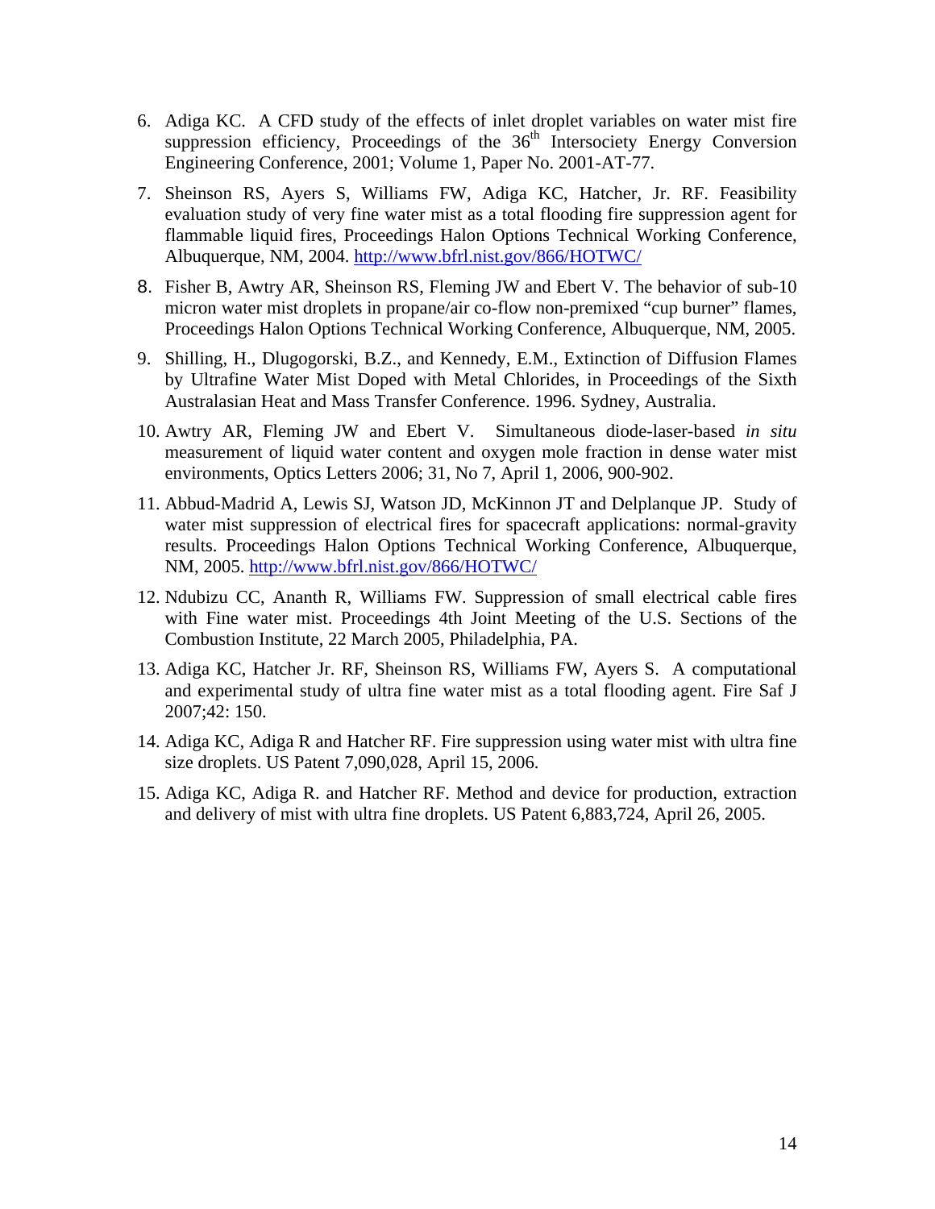6. Adiga KC. A CFD study of the effects of inlet droplet variables on water mist fire suppression efficiency, Proceedings of the 36th Intersociety Energy Conversion Engineering Conference, 2001; Volume 1, Paper No. 2001-AT-77.

7. Sheinson RS, Ayers S, Williams FW, Adiga KC, Hatcher, Jr. RF. Feasibility evaluation study of very fine water mist as a total flooding fire suppression agent for flammable liquid fires, Proceedings Halon Options Technical Working Conference, Albuquerque, NM, 2004. http://www.bfrl.nist.gov/866/HOTWC/

8. Fisher B, Awtry AR, Sheinson RS, Fleming JW and Ebert V. The behavior of sub-10 micron water mist droplets in propane/air co-flow non-premixed "cup burner" flames, Proceedings Halon Options Technical Working Conference, Albuquerque, NM, 2005.

9. Shilling, H., Dlugogorski, B.Z., and Kennedy, E.M., Extinction of Diffusion Flames by Ultrafine Water Mist Doped with Metal Chlorides, in Proceedings of the Sixth Australasian Heat and Mass Transfer Conference. 1996. Sydney, Australia.

10. Awtry AR, Fleming JW and Ebert V. Simultaneous diode-laser-based *in situ* measurement of liquid water content and oxygen mole fraction in dense water mist environments, Optics Letters 2006; 31, No 7, April 1, 2006, 900-902.

11. Abbud-Madrid A, Lewis SJ, Watson JD, McKinnon JT and Delplanque JP. Study of water mist suppression of electrical fires for spacecraft applications: normal-gravity results. Proceedings Halon Options Technical Working Conference, Albuquerque, NM, 2005. http://www.bfrl.nist.gov/866/HOTWC/

12. Ndubizu CC, Ananth R, Williams FW. Suppression of small electrical cable fires with Fine water mist. Proceedings 4th Joint Meeting of the U.S. Sections of the Combustion Institute, 22 March 2005, Philadelphia, PA.

13. Adiga KC, Hatcher Jr. RF, Sheinson RS, Williams FW, Ayers S. A computational and experimental study of ultra fine water mist as a total flooding agent. Fire Saf J 2007;42: 150.

14. Adiga KC, Adiga R and Hatcher RF. Fire suppression using water mist with ultra fine size droplets. US Patent 7,090,028, April 15, 2006.

15. Adiga KC, Adiga R. and Hatcher RF. Method and device for production, extraction and delivery of mist with ultra fine droplets. US Patent 6,883,724, April 26, 2005.